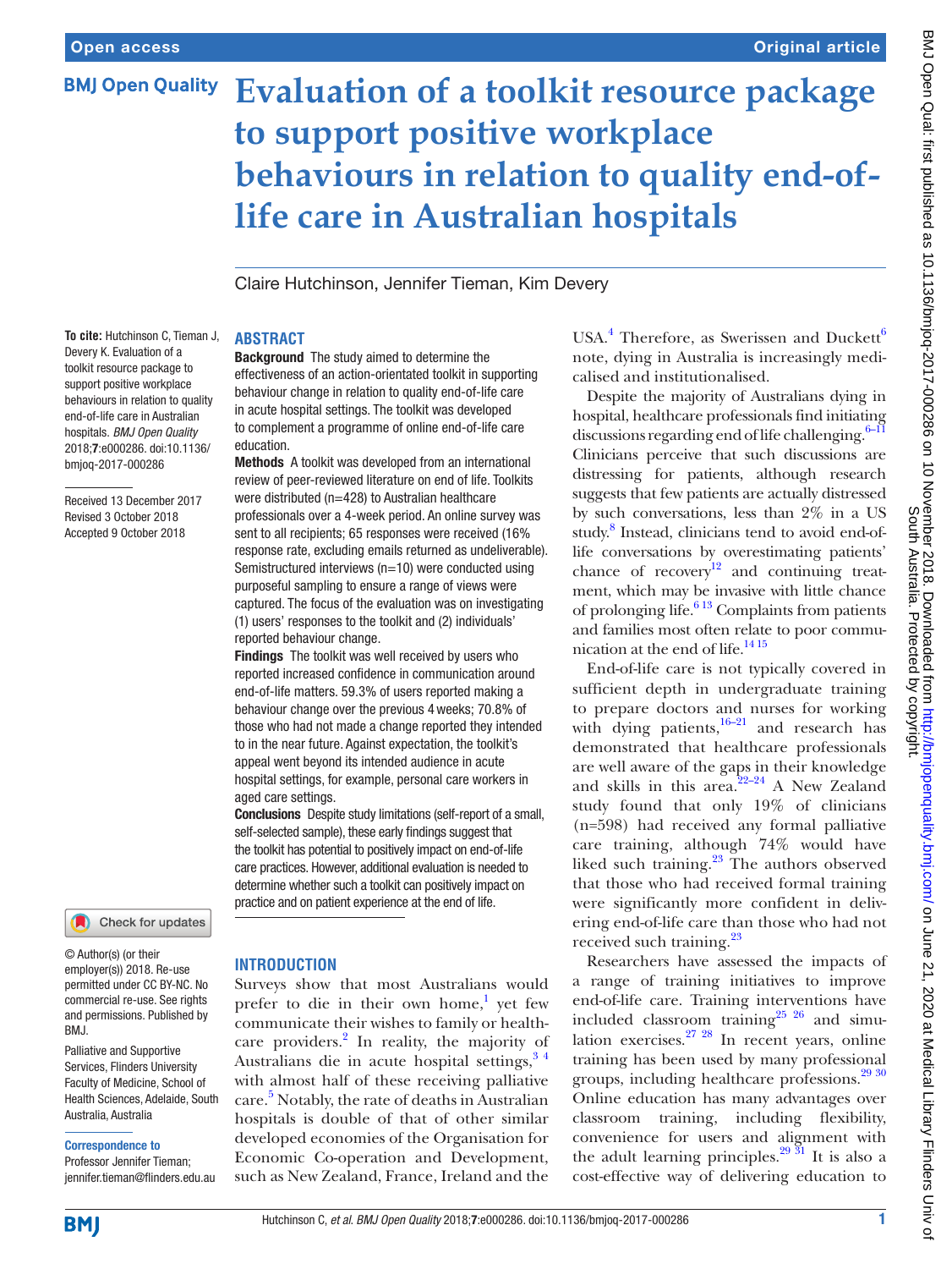Open access

Original article

BMJ Open Quality

# Evaluation of a toolkit resource package to support positive workplace behaviours in relation to quality end-of-life care in Australian hospitals

Claire Hutchinson, Jennifer Tieman, Kim Devery

**To cite:** Hutchinson C, Tieman J, Devery K. Evaluation of a toolkit resource package to support positive workplace behaviours in relation to quality end-of-life care in Australian hospitals. *BMJ Open Quality* 2018;**7**:e000286. doi:10.1136/bmjoq-2017-000286

Received 13 December 2017
Revised 3 October 2018
Accepted 9 October 2018

© Author(s) (or their employer(s)) 2018. Re-use permitted under CC BY-NC. No commercial re-use. See rights and permissions. Published by BMJ.

Palliative and Supportive Services, Flinders University Faculty of Medicine, School of Health Sciences, Adelaide, South Australia, Australia

**Correspondence to**
Professor Jennifer Tieman; jennifer.tieman@flinders.edu.au

## ABSTRACT

**Background** The study aimed to determine the effectiveness of an action-orientated toolkit in supporting behaviour change in relation to quality end-of-life care in acute hospital settings. The toolkit was developed to complement a programme of online end-of-life care education.

**Methods** A toolkit was developed from an international review of peer-reviewed literature on end of life. Toolkits were distributed (n=428) to Australian healthcare professionals over a 4-week period. An online survey was sent to all recipients; 65 responses were received (16% response rate, excluding emails returned as undeliverable). Semistructured interviews (n=10) were conducted using purposeful sampling to ensure a range of views were captured. The focus of the evaluation was on investigating (1) users' responses to the toolkit and (2) individuals' reported behaviour change.

**Findings** The toolkit was well received by users who reported increased confidence in communication around end-of-life matters. 59.3% of users reported making a behaviour change over the previous 4 weeks; 70.8% of those who had not made a change reported they intended to in the near future. Against expectation, the toolkit's appeal went beyond its intended audience in acute hospital settings, for example, personal care workers in aged care settings.

**Conclusions** Despite study limitations (self-report of a small, self-selected sample), these early findings suggest that the toolkit has potential to positively impact on end-of-life care practices. However, additional evaluation is needed to determine whether such a toolkit can positively impact on practice and on patient experience at the end of life.

## INTRODUCTION

Surveys show that most Australians would prefer to die in their own home,[1] yet few communicate their wishes to family or healthcare providers.[2] In reality, the majority of Australians die in acute hospital settings,[3 4] with almost half of these receiving palliative care.[5] Notably, the rate of deaths in Australian hospitals is double of that of other similar developed economies of the Organisation for Economic Co-operation and Development, such as New Zealand, France, Ireland and the USA.[4] Therefore, as Swerissen and Duckett[6] note, dying in Australia is increasingly medicalised and institutionalised.

Despite the majority of Australians dying in hospital, healthcare professionals find initiating discussions regarding end of life challenging.[6–11] Clinicians perceive that such discussions are distressing for patients, although research suggests that few patients are actually distressed by such conversations, less than 2% in a US study.[8] Instead, clinicians tend to avoid end-of-life conversations by overestimating patients' chance of recovery[12] and continuing treatment, which may be invasive with little chance of prolonging life.[6 13] Complaints from patients and families most often relate to poor communication at the end of life.[14 15]

End-of-life care is not typically covered in sufficient depth in undergraduate training to prepare doctors and nurses for working with dying patients,[16–21] and research has demonstrated that healthcare professionals are well aware of the gaps in their knowledge and skills in this area.[22–24] A New Zealand study found that only 19% of clinicians (n=598) had received any formal palliative care training, although 74% would have liked such training.[23] The authors observed that those who had received formal training were significantly more confident in delivering end-of-life care than those who had not received such training.[23]

Researchers have assessed the impacts of a range of training initiatives to improve end-of-life care. Training interventions have included classroom training[25 26] and simulation exercises.[27 28] In recent years, online training has been used by many professional groups, including healthcare professions.[29 30] Online education has many advantages over classroom training, including flexibility, convenience for users and alignment with the adult learning principles.[29 31] It is also a cost-effective way of delivering education to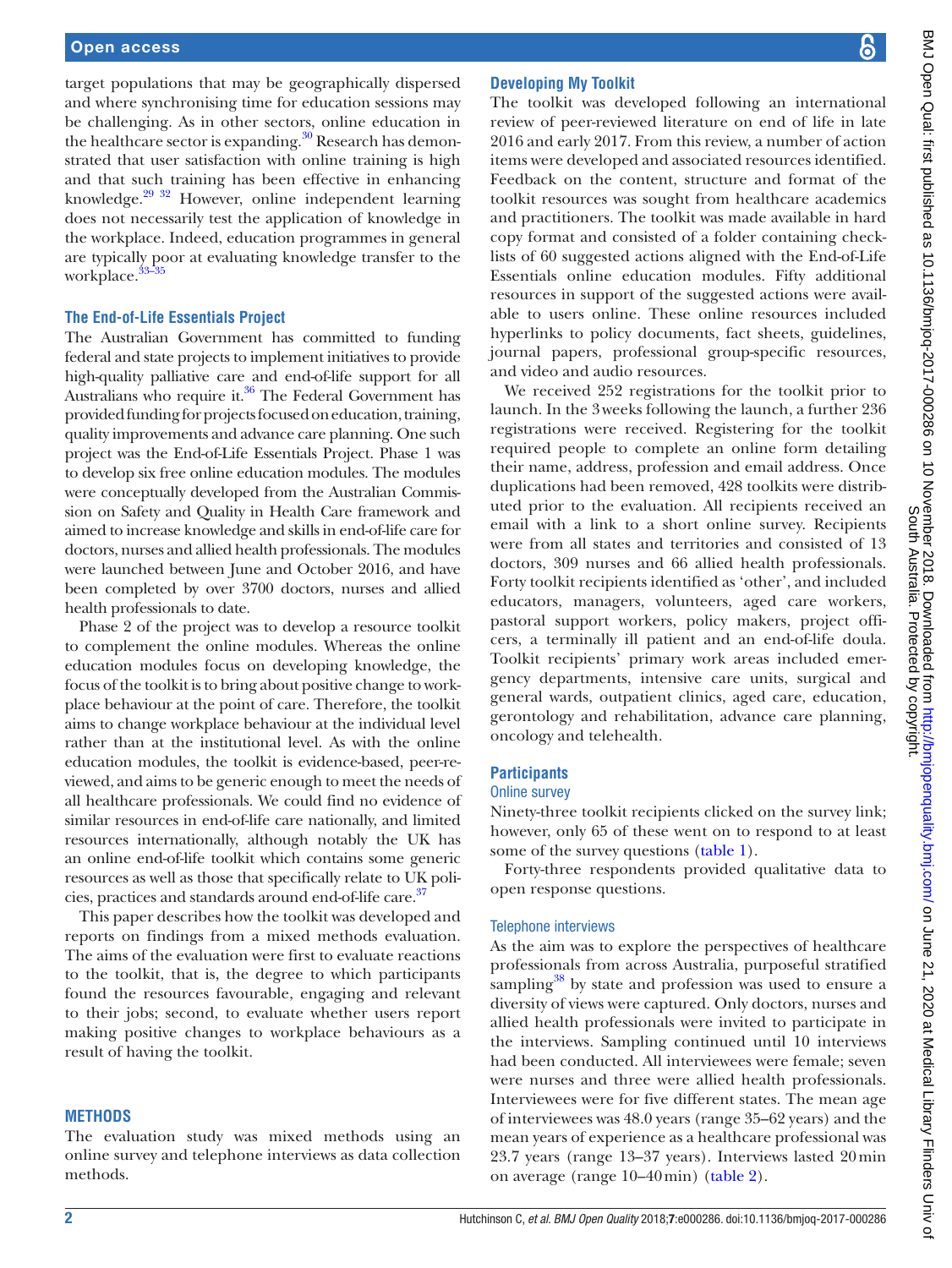target populations that may be geographically dispersed and where synchronising time for education sessions may be challenging. As in other sectors, online education in the healthcare sector is expanding.[30] Research has demonstrated that user satisfaction with online training is high and that such training has been effective in enhancing knowledge.[29 32] However, online independent learning does not necessarily test the application of knowledge in the workplace. Indeed, education programmes in general are typically poor at evaluating knowledge transfer to the workplace.[33–35]

### The End-of-Life Essentials Project

The Australian Government has committed to funding federal and state projects to implement initiatives to provide high-quality palliative care and end-of-life support for all Australians who require it.[36] The Federal Government has provided funding for projects focused on education, training, quality improvements and advance care planning. One such project was the End-of-Life Essentials Project. Phase 1 was to develop six free online education modules. The modules were conceptually developed from the Australian Commission on Safety and Quality in Health Care framework and aimed to increase knowledge and skills in end-of-life care for doctors, nurses and allied health professionals. The modules were launched between June and October 2016, and have been completed by over 3700 doctors, nurses and allied health professionals to date.

Phase 2 of the project was to develop a resource toolkit to complement the online modules. Whereas the online education modules focus on developing knowledge, the focus of the toolkit is to bring about positive change to workplace behaviour at the point of care. Therefore, the toolkit aims to change workplace behaviour at the individual level rather than at the institutional level. As with the online education modules, the toolkit is evidence-based, peer-reviewed, and aims to be generic enough to meet the needs of all healthcare professionals. We could find no evidence of similar resources in end-of-life care nationally, and limited resources internationally, although notably the UK has an online end-of-life toolkit which contains some generic resources as well as those that specifically relate to UK policies, practices and standards around end-of-life care.[37]

This paper describes how the toolkit was developed and reports on findings from a mixed methods evaluation. The aims of the evaluation were first to evaluate reactions to the toolkit, that is, the degree to which participants found the resources favourable, engaging and relevant to their jobs; second, to evaluate whether users report making positive changes to workplace behaviours as a result of having the toolkit.

## METHODS

The evaluation study was mixed methods using an online survey and telephone interviews as data collection methods.

### Developing My Toolkit

The toolkit was developed following an international review of peer-reviewed literature on end of life in late 2016 and early 2017. From this review, a number of action items were developed and associated resources identified. Feedback on the content, structure and format of the toolkit resources was sought from healthcare academics and practitioners. The toolkit was made available in hard copy format and consisted of a folder containing checklists of 60 suggested actions aligned with the End-of-Life Essentials online education modules. Fifty additional resources in support of the suggested actions were available to users online. These online resources included hyperlinks to policy documents, fact sheets, guidelines, journal papers, professional group-specific resources, and video and audio resources.

We received 252 registrations for the toolkit prior to launch. In the 3 weeks following the launch, a further 236 registrations were received. Registering for the toolkit required people to complete an online form detailing their name, address, profession and email address. Once duplications had been removed, 428 toolkits were distributed prior to the evaluation. All recipients received an email with a link to a short online survey. Recipients were from all states and territories and consisted of 13 doctors, 309 nurses and 66 allied health professionals. Forty toolkit recipients identified as 'other', and included educators, managers, volunteers, aged care workers, pastoral support workers, policy makers, project officers, a terminally ill patient and an end-of-life doula. Toolkit recipients' primary work areas included emergency departments, intensive care units, surgical and general wards, outpatient clinics, aged care, education, gerontology and rehabilitation, advance care planning, oncology and telehealth.

### Participants

#### Online survey

Ninety-three toolkit recipients clicked on the survey link; however, only 65 of these went on to respond to at least some of the survey questions (table 1).

Forty-three respondents provided qualitative data to open response questions.

#### Telephone interviews

As the aim was to explore the perspectives of healthcare professionals from across Australia, purposeful stratified sampling[38] by state and profession was used to ensure a diversity of views were captured. Only doctors, nurses and allied health professionals were invited to participate in the interviews. Sampling continued until 10 interviews had been conducted. All interviewees were female; seven were nurses and three were allied health professionals. Interviewees were for five different states. The mean age of interviewees was 48.0 years (range 35–62 years) and the mean years of experience as a healthcare professional was 23.7 years (range 13–37 years). Interviews lasted 20 min on average (range 10–40 min) (table 2).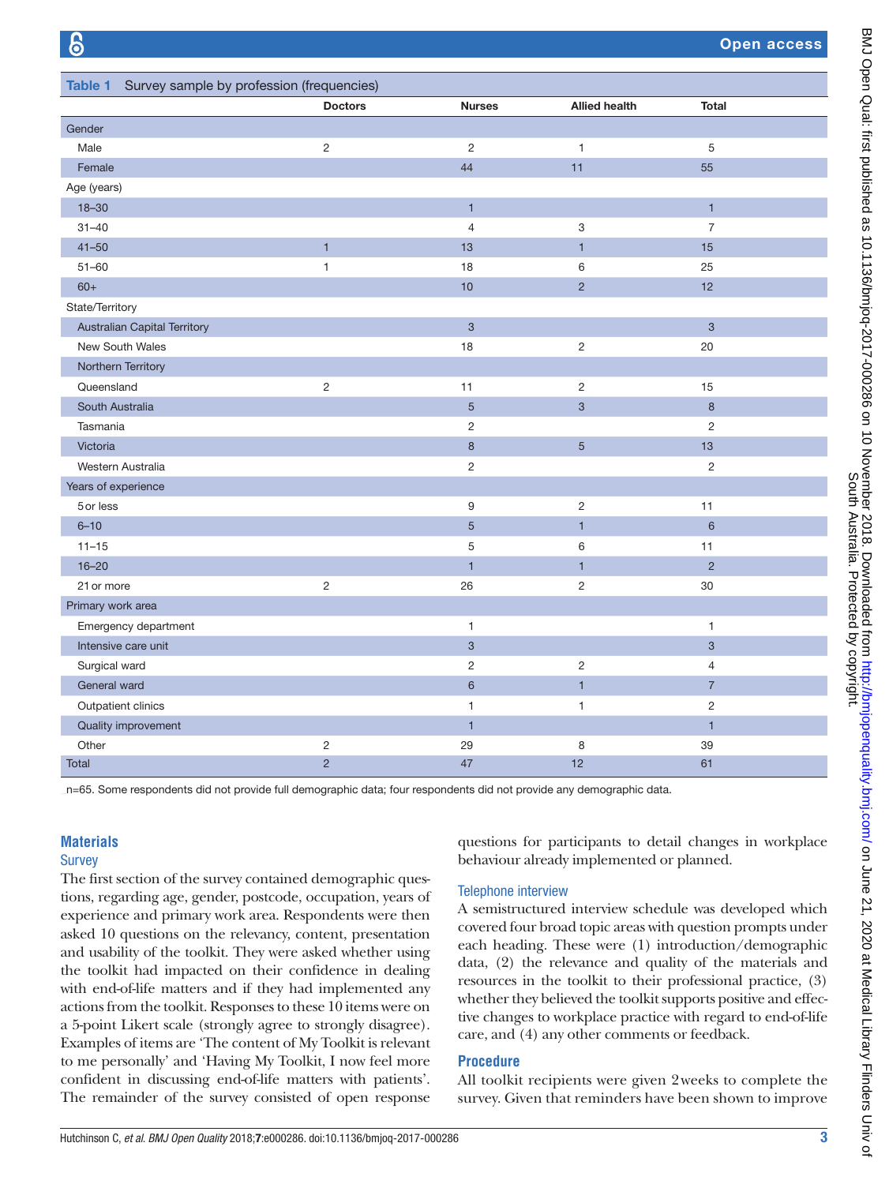**Table 1** Survey sample by profession (frequencies)

| | Doctors | Nurses | Allied health | Total |
|---|---|---|---|---|
| Gender | | | | |
| Male | 2 | 2 | 1 | 5 |
| Female | | 44 | 11 | 55 |
| Age (years) | | | | |
| 18–30 | | 1 | | 1 |
| 31–40 | | 4 | 3 | 7 |
| 41–50 | 1 | 13 | 1 | 15 |
| 51–60 | 1 | 18 | 6 | 25 |
| 60+ | | 10 | 2 | 12 |
| State/Territory | | | | |
| Australian Capital Territory | | 3 | | 3 |
| New South Wales | | 18 | 2 | 20 |
| Northern Territory | | | | |
| Queensland | 2 | 11 | 2 | 15 |
| South Australia | | 5 | 3 | 8 |
| Tasmania | | 2 | | 2 |
| Victoria | | 8 | 5 | 13 |
| Western Australia | | 2 | | 2 |
| Years of experience | | | | |
| 5 or less | | 9 | 2 | 11 |
| 6–10 | | 5 | 1 | 6 |
| 11–15 | | 5 | 6 | 11 |
| 16–20 | | 1 | 1 | 2 |
| 21 or more | 2 | 26 | 2 | 30 |
| Primary work area | | | | |
| Emergency department | | 1 | | 1 |
| Intensive care unit | | 3 | | 3 |
| Surgical ward | | 2 | 2 | 4 |
| General ward | | 6 | 1 | 7 |
| Outpatient clinics | | 1 | 1 | 2 |
| Quality improvement | | 1 | | 1 |
| Other | 2 | 29 | 8 | 39 |
| Total | 2 | 47 | 12 | 61 |

n=65. Some respondents did not provide full demographic data; four respondents did not provide any demographic data.

## Materials

### Survey

The first section of the survey contained demographic questions, regarding age, gender, postcode, occupation, years of experience and primary work area. Respondents were then asked 10 questions on the relevancy, content, presentation and usability of the toolkit. They were asked whether using the toolkit had impacted on their confidence in dealing with end-of-life matters and if they had implemented any actions from the toolkit. Responses to these 10 items were on a 5-point Likert scale (strongly agree to strongly disagree). Examples of items are 'The content of My Toolkit is relevant to me personally' and 'Having My Toolkit, I now feel more confident in discussing end-of-life matters with patients'. The remainder of the survey consisted of open response questions for participants to detail changes in workplace behaviour already implemented or planned.

### Telephone interview

A semistructured interview schedule was developed which covered four broad topic areas with question prompts under each heading. These were (1) introduction/demographic data, (2) the relevance and quality of the materials and resources in the toolkit to their professional practice, (3) whether they believed the toolkit supports positive and effective changes to workplace practice with regard to end-of-life care, and (4) any other comments or feedback.

## Procedure

All toolkit recipients were given 2 weeks to complete the survey. Given that reminders have been shown to improve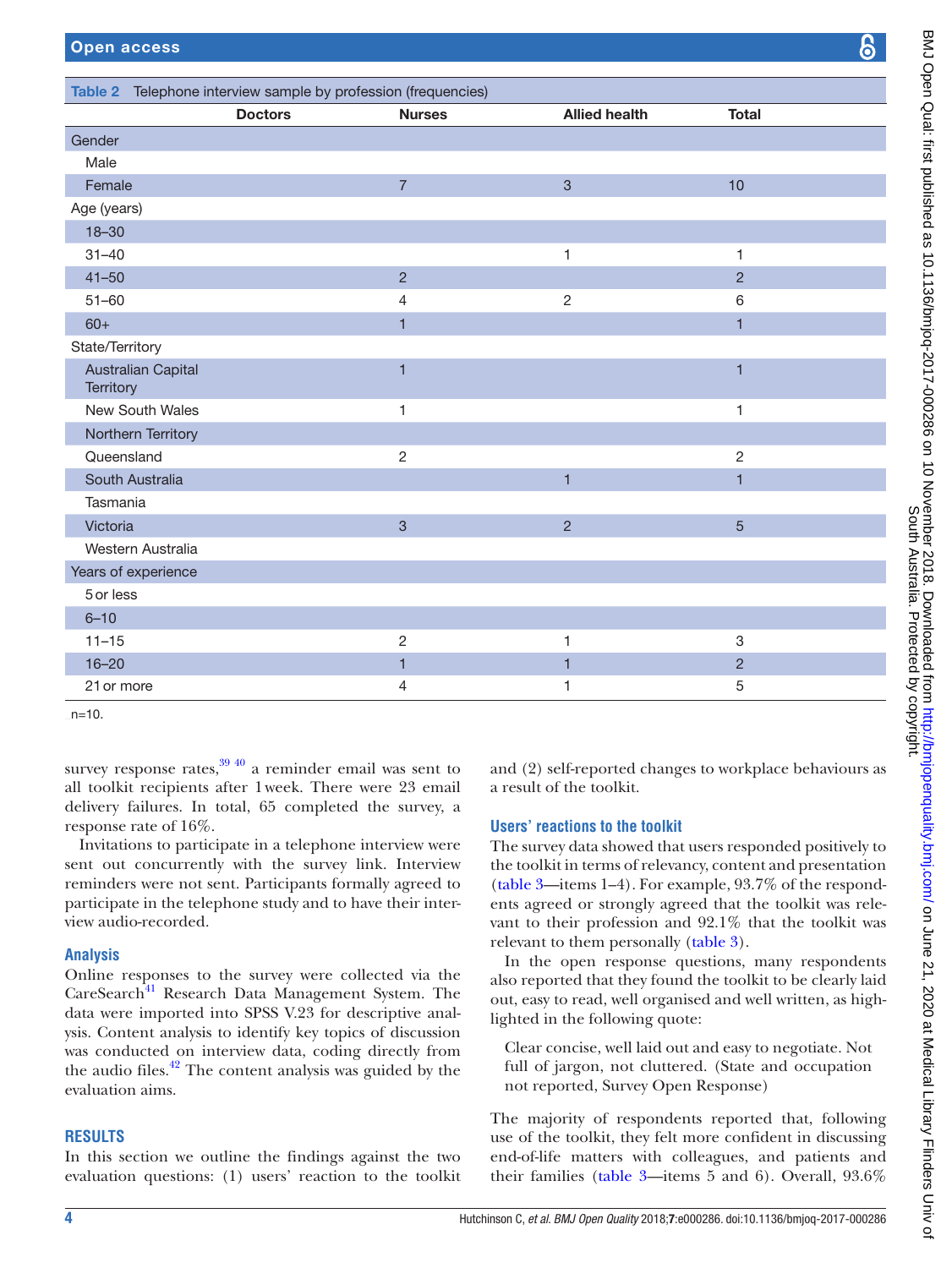Table 2 Telephone interview sample by profession (frequencies)

| | Doctors | Nurses | Allied health | Total |
|---|---|---|---|---|
| Gender | | | | |
| Male | | | | |
| Female | | 7 | 3 | 10 |
| Age (years) | | | | |
| 18–30 | | | | |
| 31–40 | | | 1 | 1 |
| 41–50 | | 2 | | 2 |
| 51–60 | | 4 | 2 | 6 |
| 60+ | | 1 | | 1 |
| State/Territory | | | | |
| Australian Capital Territory | | 1 | | 1 |
| New South Wales | | 1 | | 1 |
| Northern Territory | | | | |
| Queensland | | 2 | | 2 |
| South Australia | | | 1 | 1 |
| Tasmania | | | | |
| Victoria | | 3 | 2 | 5 |
| Western Australia | | | | |
| Years of experience | | | | |
| 5 or less | | | | |
| 6–10 | | | | |
| 11–15 | | 2 | 1 | 3 |
| 16–20 | | 1 | 1 | 2 |
| 21 or more | | 4 | 1 | 5 |

n=10.

survey response rates,[39 40] a reminder email was sent to all toolkit recipients after 1 week. There were 23 email delivery failures. In total, 65 completed the survey, a response rate of 16%.

Invitations to participate in a telephone interview were sent out concurrently with the survey link. Interview reminders were not sent. Participants formally agreed to participate in the telephone study and to have their interview audio-recorded.

### Analysis

Online responses to the survey were collected via the CareSearch[41] Research Data Management System. The data were imported into SPSS V.23 for descriptive analysis. Content analysis to identify key topics of discussion was conducted on interview data, coding directly from the audio files.[42] The content analysis was guided by the evaluation aims.

## RESULTS

In this section we outline the findings against the two evaluation questions: (1) users' reaction to the toolkit and (2) self-reported changes to workplace behaviours as a result of the toolkit.

### Users' reactions to the toolkit

The survey data showed that users responded positively to the toolkit in terms of relevancy, content and presentation (table 3—items 1–4). For example, 93.7% of the respondents agreed or strongly agreed that the toolkit was relevant to their profession and 92.1% that the toolkit was relevant to them personally (table 3).

In the open response questions, many respondents also reported that they found the toolkit to be clearly laid out, easy to read, well organised and well written, as highlighted in the following quote:

> Clear concise, well laid out and easy to negotiate. Not full of jargon, not cluttered. (State and occupation not reported, Survey Open Response)

The majority of respondents reported that, following use of the toolkit, they felt more confident in discussing end-of-life matters with colleagues, and patients and their families (table 3—items 5 and 6). Overall, 93.6%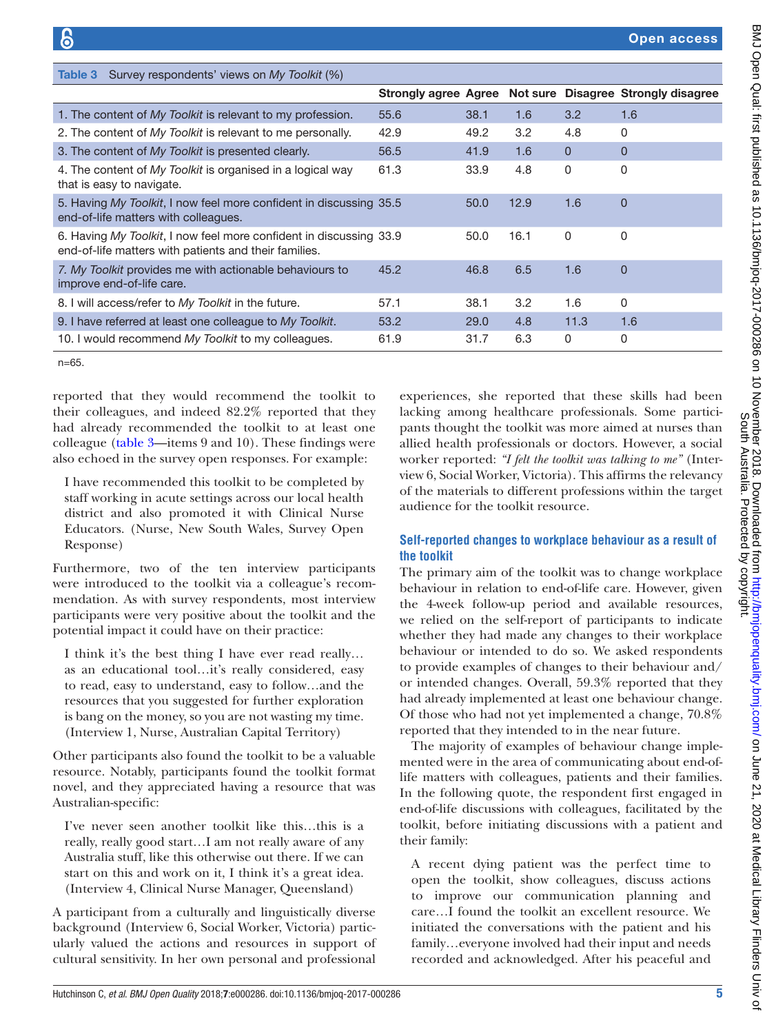Table 3 Survey respondents' views on *My Toolkit* (%)

| | Strongly agree | Agree | Not sure | Disagree | Strongly disagree |
|---|---|---|---|---|---|
| 1. The content of *My Toolkit* is relevant to my profession. | 55.6 | 38.1 | 1.6 | 3.2 | 1.6 |
| 2. The content of *My Toolkit* is relevant to me personally. | 42.9 | 49.2 | 3.2 | 4.8 | 0 |
| 3. The content of *My Toolkit* is presented clearly. | 56.5 | 41.9 | 1.6 | 0 | 0 |
| 4. The content of *My Toolkit* is organised in a logical way that is easy to navigate. | 61.3 | 33.9 | 4.8 | 0 | 0 |
| 5. Having *My Toolkit*, I now feel more confident in discussing end-of-life matters with colleagues. | 35.5 | 50.0 | 12.9 | 1.6 | 0 |
| 6. Having *My Toolkit*, I now feel more confident in discussing end-of-life matters with patients and their families. | 33.9 | 50.0 | 16.1 | 0 | 0 |
| *7. My Toolkit* provides me with actionable behaviours to improve end-of-life care. | 45.2 | 46.8 | 6.5 | 1.6 | 0 |
| 8. I will access/refer to *My Toolkit* in the future. | 57.1 | 38.1 | 3.2 | 1.6 | 0 |
| 9. I have referred at least one colleague to *My Toolkit*. | 53.2 | 29.0 | 4.8 | 11.3 | 1.6 |
| 10. I would recommend *My Toolkit* to my colleagues. | 61.9 | 31.7 | 6.3 | 0 | 0 |

n=65.

reported that they would recommend the toolkit to their colleagues, and indeed 82.2% reported that they had already recommended the toolkit to at least one colleague (table 3—items 9 and 10). These findings were also echoed in the survey open responses. For example:

> I have recommended this toolkit to be completed by staff working in acute settings across our local health district and also promoted it with Clinical Nurse Educators. (Nurse, New South Wales, Survey Open Response)

Furthermore, two of the ten interview participants were introduced to the toolkit via a colleague's recommendation. As with survey respondents, most interview participants were very positive about the toolkit and the potential impact it could have on their practice:

> I think it's the best thing I have ever read really… as an educational tool…it's really considered, easy to read, easy to understand, easy to follow…and the resources that you suggested for further exploration is bang on the money, so you are not wasting my time. (Interview 1, Nurse, Australian Capital Territory)

Other participants also found the toolkit to be a valuable resource. Notably, participants found the toolkit format novel, and they appreciated having a resource that was Australian-specific:

> I've never seen another toolkit like this…this is a really, really good start…I am not really aware of any Australia stuff, like this otherwise out there. If we can start on this and work on it, I think it's a great idea. (Interview 4, Clinical Nurse Manager, Queensland)

A participant from a culturally and linguistically diverse background (Interview 6, Social Worker, Victoria) particularly valued the actions and resources in support of cultural sensitivity. In her own personal and professional experiences, she reported that these skills had been lacking among healthcare professionals. Some participants thought the toolkit was more aimed at nurses than allied health professionals or doctors. However, a social worker reported: *"I felt the toolkit was talking to me"* (Interview 6, Social Worker, Victoria). This affirms the relevancy of the materials to different professions within the target audience for the toolkit resource.

### Self-reported changes to workplace behaviour as a result of the toolkit

The primary aim of the toolkit was to change workplace behaviour in relation to end-of-life care. However, given the 4-week follow-up period and available resources, we relied on the self-report of participants to indicate whether they had made any changes to their workplace behaviour or intended to do so. We asked respondents to provide examples of changes to their behaviour and/or intended changes. Overall, 59.3% reported that they had already implemented at least one behaviour change. Of those who had not yet implemented a change, 70.8% reported that they intended to in the near future.

The majority of examples of behaviour change implemented were in the area of communicating about end-of-life matters with colleagues, patients and their families. In the following quote, the respondent first engaged in end-of-life discussions with colleagues, facilitated by the toolkit, before initiating discussions with a patient and their family:

> A recent dying patient was the perfect time to open the toolkit, show colleagues, discuss actions to improve our communication planning and care…I found the toolkit an excellent resource. We initiated the conversations with the patient and his family…everyone involved had their input and needs recorded and acknowledged. After his peaceful and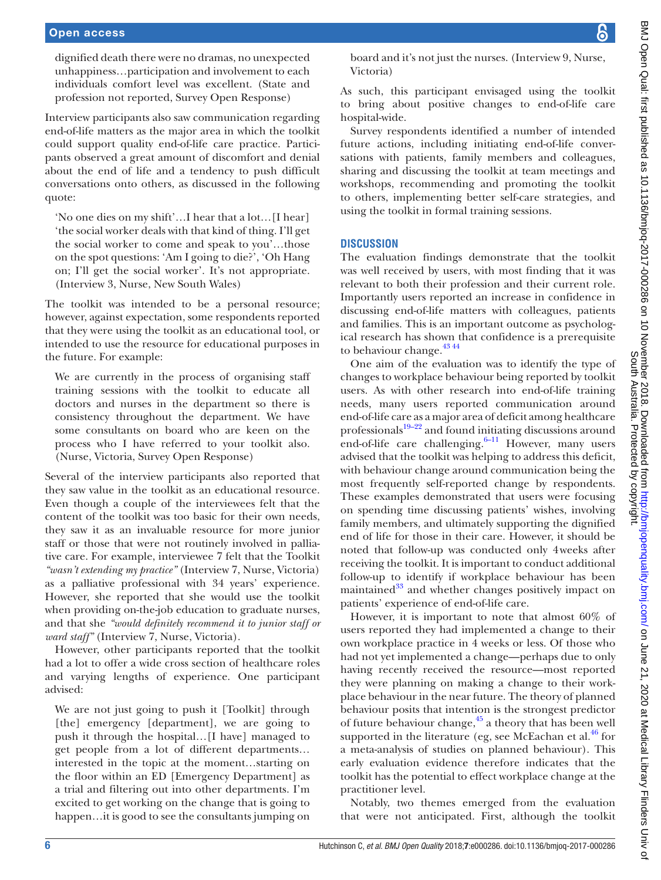dignified death there were no dramas, no unexpected unhappiness…participation and involvement to each individuals comfort level was excellent. (State and profession not reported, Survey Open Response)

Interview participants also saw communication regarding end-of-life matters as the major area in which the toolkit could support quality end-of-life care practice. Participants observed a great amount of discomfort and denial about the end of life and a tendency to push difficult conversations onto others, as discussed in the following quote:

> 'No one dies on my shift'…I hear that a lot…[I hear] 'the social worker deals with that kind of thing. I'll get the social worker to come and speak to you'…those on the spot questions: 'Am I going to die?', 'Oh Hang on; I'll get the social worker'. It's not appropriate. (Interview 3, Nurse, New South Wales)

The toolkit was intended to be a personal resource; however, against expectation, some respondents reported that they were using the toolkit as an educational tool, or intended to use the resource for educational purposes in the future. For example:

> We are currently in the process of organising staff training sessions with the toolkit to educate all doctors and nurses in the department so there is consistency throughout the department. We have some consultants on board who are keen on the process who I have referred to your toolkit also. (Nurse, Victoria, Survey Open Response)

Several of the interview participants also reported that they saw value in the toolkit as an educational resource. Even though a couple of the interviewees felt that the content of the toolkit was too basic for their own needs, they saw it as an invaluable resource for more junior staff or those that were not routinely involved in palliative care. For example, interviewee 7 felt that the Toolkit *"wasn't extending my practice"* (Interview 7, Nurse, Victoria) as a palliative professional with 34 years' experience. However, she reported that she would use the toolkit when providing on-the-job education to graduate nurses, and that she *"would definitely recommend it to junior staff or ward staff"* (Interview 7, Nurse, Victoria).

However, other participants reported that the toolkit had a lot to offer a wide cross section of healthcare roles and varying lengths of experience. One participant advised:

> We are not just going to push it [Toolkit] through [the] emergency [department], we are going to push it through the hospital…[I have] managed to get people from a lot of different departments… interested in the topic at the moment…starting on the floor within an ED [Emergency Department] as a trial and filtering out into other departments. I'm excited to get working on the change that is going to happen…it is good to see the consultants jumping on board and it's not just the nurses. (Interview 9, Nurse, Victoria)

As such, this participant envisaged using the toolkit to bring about positive changes to end-of-life care hospital-wide.

Survey respondents identified a number of intended future actions, including initiating end-of-life conversations with patients, family members and colleagues, sharing and discussing the toolkit at team meetings and workshops, recommending and promoting the toolkit to others, implementing better self-care strategies, and using the toolkit in formal training sessions.

## DISCUSSION

The evaluation findings demonstrate that the toolkit was well received by users, with most finding that it was relevant to both their profession and their current role. Importantly users reported an increase in confidence in discussing end-of-life matters with colleagues, patients and families. This is an important outcome as psychological research has shown that confidence is a prerequisite to behaviour change.[43 44]

One aim of the evaluation was to identify the type of changes to workplace behaviour being reported by toolkit users. As with other research into end-of-life training needs, many users reported communication around end-of-life care as a major area of deficit among healthcare professionals[19–22] and found initiating discussions around end-of-life care challenging.[6–11] However, many users advised that the toolkit was helping to address this deficit, with behaviour change around communication being the most frequently self-reported change by respondents. These examples demonstrated that users were focusing on spending time discussing patients' wishes, involving family members, and ultimately supporting the dignified end of life for those in their care. However, it should be noted that follow-up was conducted only 4weeks after receiving the toolkit. It is important to conduct additional follow-up to identify if workplace behaviour has been maintained[33] and whether changes positively impact on patients' experience of end-of-life care.

However, it is important to note that almost 60% of users reported they had implemented a change to their own workplace practice in 4 weeks or less. Of those who had not yet implemented a change—perhaps due to only having recently received the resource—most reported they were planning on making a change to their workplace behaviour in the near future. The theory of planned behaviour posits that intention is the strongest predictor of future behaviour change,[45] a theory that has been well supported in the literature (eg, see McEachan et al.[46] for a meta-analysis of studies on planned behaviour). This early evaluation evidence therefore indicates that the toolkit has the potential to effect workplace change at the practitioner level.

Notably, two themes emerged from the evaluation that were not anticipated. First, although the toolkit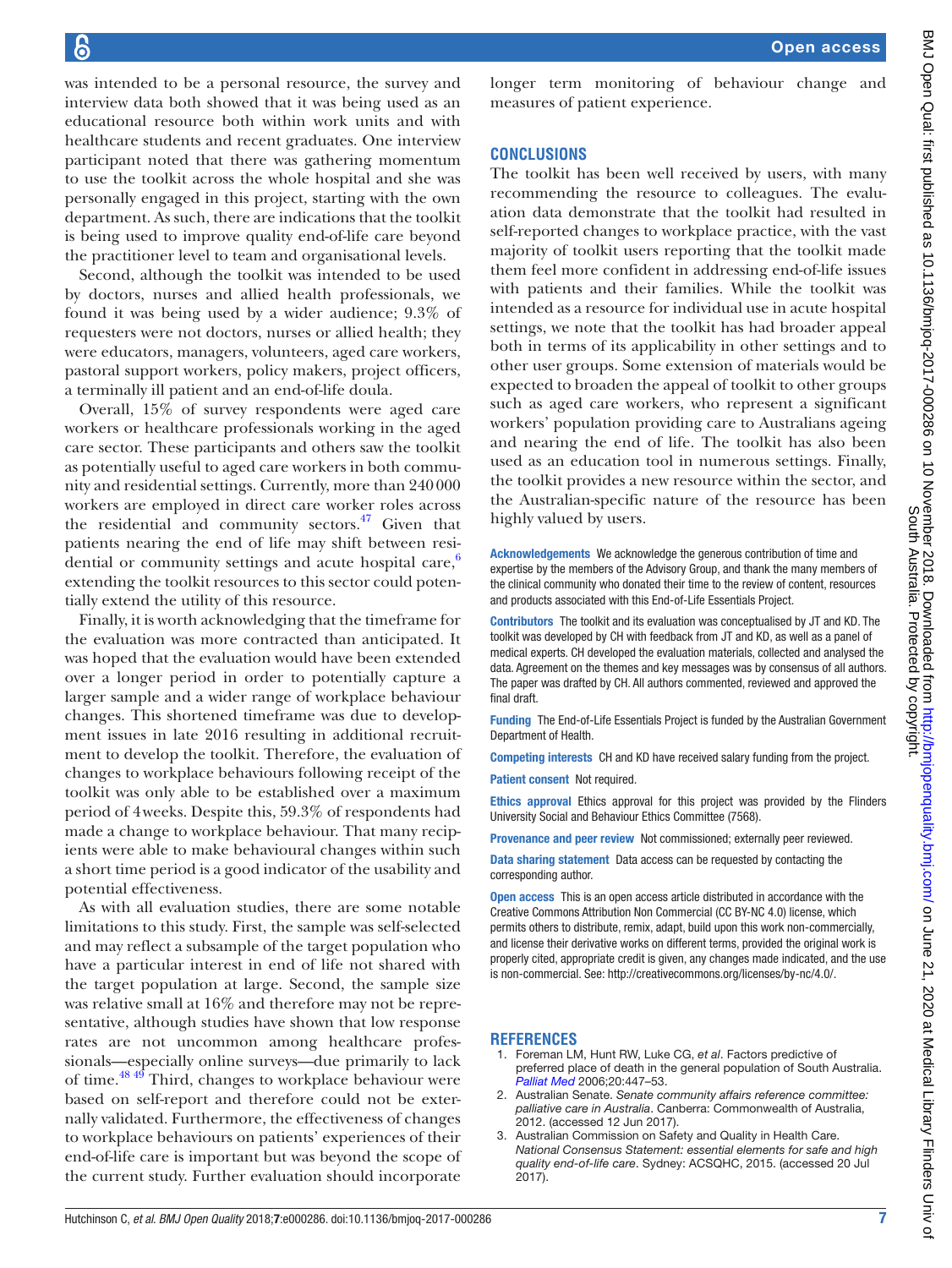was intended to be a personal resource, the survey and interview data both showed that it was being used as an educational resource both within work units and with healthcare students and recent graduates. One interview participant noted that there was gathering momentum to use the toolkit across the whole hospital and she was personally engaged in this project, starting with the own department. As such, there are indications that the toolkit is being used to improve quality end-of-life care beyond the practitioner level to team and organisational levels.

Second, although the toolkit was intended to be used by doctors, nurses and allied health professionals, we found it was being used by a wider audience; 9.3% of requesters were not doctors, nurses or allied health; they were educators, managers, volunteers, aged care workers, pastoral support workers, policy makers, project officers, a terminally ill patient and an end-of-life doula.

Overall, 15% of survey respondents were aged care workers or healthcare professionals working in the aged care sector. These participants and others saw the toolkit as potentially useful to aged care workers in both community and residential settings. Currently, more than 240 000 workers are employed in direct care worker roles across the residential and community sectors.[47] Given that patients nearing the end of life may shift between residential or community settings and acute hospital care,[6] extending the toolkit resources to this sector could potentially extend the utility of this resource.

Finally, it is worth acknowledging that the timeframe for the evaluation was more contracted than anticipated. It was hoped that the evaluation would have been extended over a longer period in order to potentially capture a larger sample and a wider range of workplace behaviour changes. This shortened timeframe was due to development issues in late 2016 resulting in additional recruitment to develop the toolkit. Therefore, the evaluation of changes to workplace behaviours following receipt of the toolkit was only able to be established over a maximum period of 4 weeks. Despite this, 59.3% of respondents had made a change to workplace behaviour. That many recipients were able to make behavioural changes within such a short time period is a good indicator of the usability and potential effectiveness.

As with all evaluation studies, there are some notable limitations to this study. First, the sample was self-selected and may reflect a subsample of the target population who have a particular interest in end of life not shared with the target population at large. Second, the sample size was relative small at 16% and therefore may not be representative, although studies have shown that low response rates are not uncommon among healthcare professionals—especially online surveys—due primarily to lack of time.[48 49] Third, changes to workplace behaviour were based on self-report and therefore could not be externally validated. Furthermore, the effectiveness of changes to workplace behaviours on patients' experiences of their end-of-life care is important but was beyond the scope of the current study. Further evaluation should incorporate longer term monitoring of behaviour change and measures of patient experience.

## CONCLUSIONS

The toolkit has been well received by users, with many recommending the resource to colleagues. The evaluation data demonstrate that the toolkit had resulted in self-reported changes to workplace practice, with the vast majority of toolkit users reporting that the toolkit made them feel more confident in addressing end-of-life issues with patients and their families. While the toolkit was intended as a resource for individual use in acute hospital settings, we note that the toolkit has had broader appeal both in terms of its applicability in other settings and to other user groups. Some extension of materials would be expected to broaden the appeal of toolkit to other groups such as aged care workers, who represent a significant workers' population providing care to Australians ageing and nearing the end of life. The toolkit has also been used as an education tool in numerous settings. Finally, the toolkit provides a new resource within the sector, and the Australian-specific nature of the resource has been highly valued by users.

**Acknowledgements** We acknowledge the generous contribution of time and expertise by the members of the Advisory Group, and thank the many members of the clinical community who donated their time to the review of content, resources and products associated with this End-of-Life Essentials Project.

**Contributors** The toolkit and its evaluation was conceptualised by JT and KD. The toolkit was developed by CH with feedback from JT and KD, as well as a panel of medical experts. CH developed the evaluation materials, collected and analysed the data. Agreement on the themes and key messages was by consensus of all authors. The paper was drafted by CH. All authors commented, reviewed and approved the final draft.

**Funding** The End-of-Life Essentials Project is funded by the Australian Government Department of Health.

**Competing interests** CH and KD have received salary funding from the project.

**Patient consent** Not required.

**Ethics approval** Ethics approval for this project was provided by the Flinders University Social and Behaviour Ethics Committee (7568).

**Provenance and peer review** Not commissioned; externally peer reviewed.

**Data sharing statement** Data access can be requested by contacting the corresponding author.

**Open access** This is an open access article distributed in accordance with the Creative Commons Attribution Non Commercial (CC BY-NC 4.0) license, which permits others to distribute, remix, adapt, build upon this work non-commercially, and license their derivative works on different terms, provided the original work is properly cited, appropriate credit is given, any changes made indicated, and the use is non-commercial. See: http://creativecommons.org/licenses/by-nc/4.0/.

## REFERENCES

1. Foreman LM, Hunt RW, Luke CG, *et al*. Factors predictive of preferred place of death in the general population of South Australia. *Palliat Med* 2006;20:447–53.
2. Australian Senate. *Senate community affairs reference committee: palliative care in Australia*. Canberra: Commonwealth of Australia, 2012. (accessed 12 Jun 2017).
3. Australian Commission on Safety and Quality in Health Care. *National Consensus Statement: essential elements for safe and high quality end-of-life care*. Sydney: ACSQHC, 2015. (accessed 20 Jul 2017).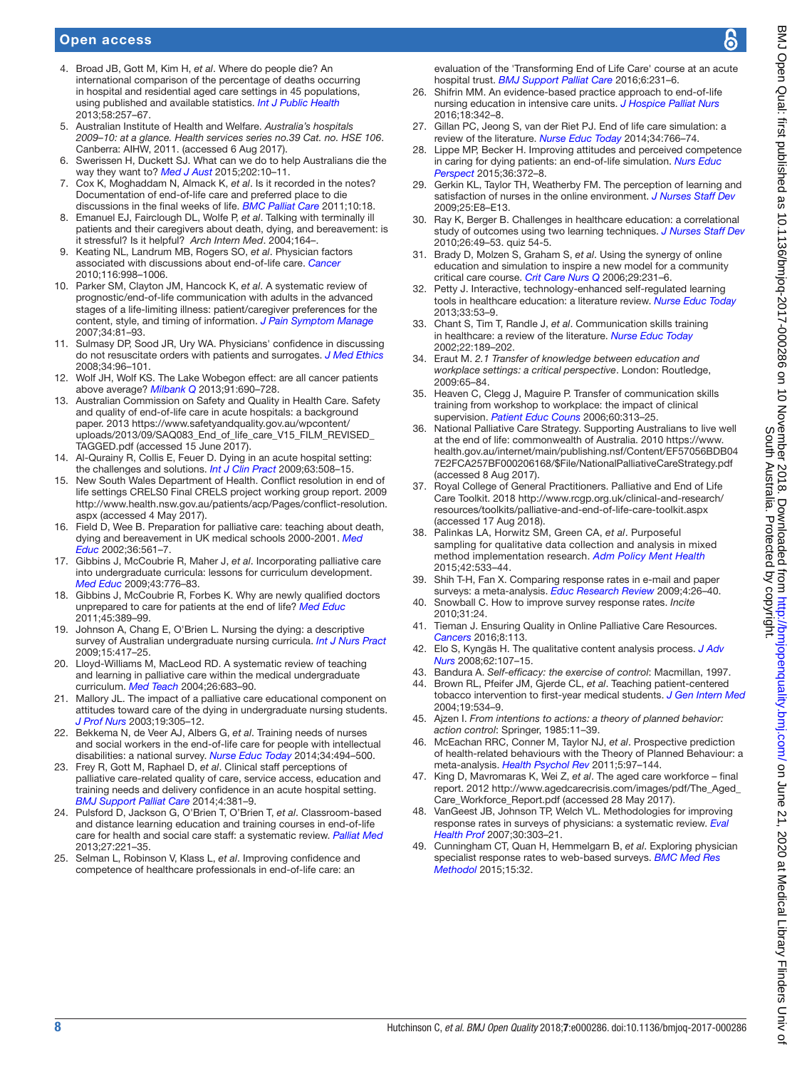4. Broad JB, Gott M, Kim H, *et al*. Where do people die? An international comparison of the percentage of deaths occurring in hospital and residential aged care settings in 45 populations, using published and available statistics. *Int J Public Health* 2013;58:257–67.
5. Australian Institute of Health and Welfare. *Australia's hospitals 2009–10: at a glance. Health services series no.39 Cat. no. HSE 106*. Canberra: AIHW, 2011. (accessed 6 Aug 2017).
6. Swerissen H, Duckett SJ. What can we do to help Australians die the way they want to? *Med J Aust* 2015;202:10–11.
7. Cox K, Moghaddam N, Almack K, *et al*. Is it recorded in the notes? Documentation of end-of-life care and preferred place to die discussions in the final weeks of life. *BMC Palliat Care* 2011;10:18.
8. Emanuel EJ, Fairclough DL, Wolfe P, *et al*. Talking with terminally ill patients and their caregivers about death, dying, and bereavement: is it stressful? Is it helpful? *Arch Intern Med*. 2004;164–.
9. Keating NL, Landrum MB, Rogers SO, *et al*. Physician factors associated with discussions about end-of-life care. *Cancer* 2010;116:998–1006.
10. Parker SM, Clayton JM, Hancock K, *et al*. A systematic review of prognostic/end-of-life communication with adults in the advanced stages of a life-limiting illness: patient/caregiver preferences for the content, style, and timing of information. *J Pain Symptom Manage* 2007;34:81–93.
11. Sulmasy DP, Sood JR, Ury WA. Physicians' confidence in discussing do not resuscitate orders with patients and surrogates. *J Med Ethics* 2008;34:96–101.
12. Wolf JH, Wolf KS. The Lake Wobegon effect: are all cancer patients above average? *Milbank Q* 2013;91:690–728.
13. Australian Commission on Safety and Quality in Health Care. Safety and quality of end-of-life care in acute hospitals: a background paper. 2013 https://www.safetyandquality.gov.au/wpcontent/uploads/2013/09/SAQ083_End_of_life_care_V15_FILM_REVISED_TAGGED.pdf (accessed 15 June 2017).
14. Al-Qurainy R, Collis E, Feuer D. Dying in an acute hospital setting: the challenges and solutions. *Int J Clin Pract* 2009;63:508–15.
15. New South Wales Department of Health. Conflict resolution in end of life settings CRELS0 Final CRELS project working group report. 2009 http://www.health.nsw.gov.au/patients/acp/Pages/conflict-resolution.aspx (accessed 4 May 2017).
16. Field D, Wee B. Preparation for palliative care: teaching about death, dying and bereavement in UK medical schools 2000-2001. *Med Educ* 2002;36:561–7.
17. Gibbins J, McCoubrie R, Maher J, *et al*. Incorporating palliative care into undergraduate curricula: lessons for curriculum development. *Med Educ* 2009;43:776–83.
18. Gibbins J, McCoubrie R, Forbes K. Why are newly qualified doctors unprepared to care for patients at the end of life? *Med Educ* 2011;45:389–99.
19. Johnson A, Chang E, O'Brien L. Nursing the dying: a descriptive survey of Australian undergraduate nursing curricula. *Int J Nurs Pract* 2009;15:417–25.
20. Lloyd-Williams M, MacLeod RD. A systematic review of teaching and learning in palliative care within the medical undergraduate curriculum. *Med Teach* 2004;26:683–90.
21. Mallory JL. The impact of a palliative care educational component on attitudes toward care of the dying in undergraduate nursing students. *J Prof Nurs* 2003;19:305–12.
22. Bekkema N, de Veer AJ, Albers G, *et al*. Training needs of nurses and social workers in the end-of-life care for people with intellectual disabilities: a national survey. *Nurse Educ Today* 2014;34:494–500.
23. Frey R, Gott M, Raphael D, *et al*. Clinical staff perceptions of palliative care-related quality of care, service access, education and training needs and delivery confidence in an acute hospital setting. *BMJ Support Palliat Care* 2014;4:381–9.
24. Pulsford D, Jackson G, O'Brien T, O'Brien T, *et al*. Classroom-based and distance learning education and training courses in end-of-life care for health and social care staff: a systematic review. *Palliat Med* 2013;27:221–35.
25. Selman L, Robinson V, Klass L, *et al*. Improving confidence and competence of healthcare professionals in end-of-life care: an evaluation of the 'Transforming End of Life Care' course at an acute hospital trust. *BMJ Support Palliat Care* 2016;6:231–6.
26. Shifrin MM. An evidence-based practice approach to end-of-life nursing education in intensive care units. *J Hospice Palliat Nurs* 2016;18:342–8.
27. Gillan PC, Jeong S, van der Riet PJ. End of life care simulation: a review of the literature. *Nurse Educ Today* 2014;34:766–74.
28. Lippe MP, Becker H. Improving attitudes and perceived competence in caring for dying patients: an end-of-life simulation. *Nurs Educ Perspect* 2015;36:372–8.
29. Gerkin KL, Taylor TH, Weatherby FM. The perception of learning and satisfaction of nurses in the online environment. *J Nurses Staff Dev* 2009;25:E8–E13.
30. Ray K, Berger B. Challenges in healthcare education: a correlational study of outcomes using two learning techniques. *J Nurses Staff Dev* 2010;26:49–53. quiz 54-5.
31. Brady D, Molzen S, Graham S, *et al*. Using the synergy of online education and simulation to inspire a new model for a community critical care course. *Crit Care Nurs Q* 2006;29:231–6.
32. Petty J. Interactive, technology-enhanced self-regulated learning tools in healthcare education: a literature review. *Nurse Educ Today* 2013;33:53–9.
33. Chant S, Tim T, Randle J, *et al*. Communication skills training in healthcare: a review of the literature. *Nurse Educ Today* 2002;22:189–202.
34. Eraut M. *2.1 Transfer of knowledge between education and workplace settings: a critical perspective*. London: Routledge, 2009:65–84.
35. Heaven C, Clegg J, Maguire P. Transfer of communication skills training from workshop to workplace: the impact of clinical supervision. *Patient Educ Couns* 2006;60:313–25.
36. National Palliative Care Strategy. Supporting Australians to live well at the end of life: commonwealth of Australia. 2010 https://www.health.gov.au/internet/main/publishing.nsf/Content/EF57056BDB047E2FCA257BF000206168/$File/NationalPalliativeCareStrategy.pdf (accessed 8 Aug 2017).
37. Royal College of General Practitioners. Palliative and End of Life Care Toolkit. 2018 http://www.rcgp.org.uk/clinical-and-research/resources/toolkits/palliative-and-end-of-life-care-toolkit.aspx (accessed 17 Aug 2018).
38. Palinkas LA, Horwitz SM, Green CA, *et al*. Purposeful sampling for qualitative data collection and analysis in mixed method implementation research. *Adm Policy Ment Health* 2015;42:533–44.
39. Shih T-H, Fan X. Comparing response rates in e-mail and paper surveys: a meta-analysis. *Educ Research Review* 2009;4:26–40.
40. Snowball C. How to improve survey response rates. *Incite* 2010;31:24.
41. Tieman J. Ensuring Quality in Online Palliative Care Resources. *Cancers* 2016;8:113.
42. Elo S, Kyngäs H. The qualitative content analysis process. *J Adv Nurs* 2008;62:107–15.
43. Bandura A. *Self-efficacy: the exercise of control*: Macmillan, 1997.
44. Brown RL, Pfeifer JM, Gjerde CL, *et al*. Teaching patient-centered tobacco intervention to first-year medical students. *J Gen Intern Med* 2004;19:534–9.
45. Ajzen I. *From intentions to actions: a theory of planned behavior: action control*: Springer, 1985:11–39.
46. McEachan RRC, Conner M, Taylor NJ, *et al*. Prospective prediction of health-related behaviours with the Theory of Planned Behaviour: a meta-analysis. *Health Psychol Rev* 2011;5:97–144.
47. King D, Mavromaras K, Wei Z, *et al*. The aged care workforce – final report. 2012 http://www.agedcarecrisis.com/images/pdf/The_Aged_Care_Workforce_Report.pdf (accessed 28 May 2017).
48. VanGeest JB, Johnson TP, Welch VL. Methodologies for improving response rates in surveys of physicians: a systematic review. *Eval Health Prof* 2007;30:303–21.
49. Cunningham CT, Quan H, Hemmelgarn B, *et al*. Exploring physician specialist response rates to web-based surveys. *BMC Med Res Methodol* 2015;15:32.